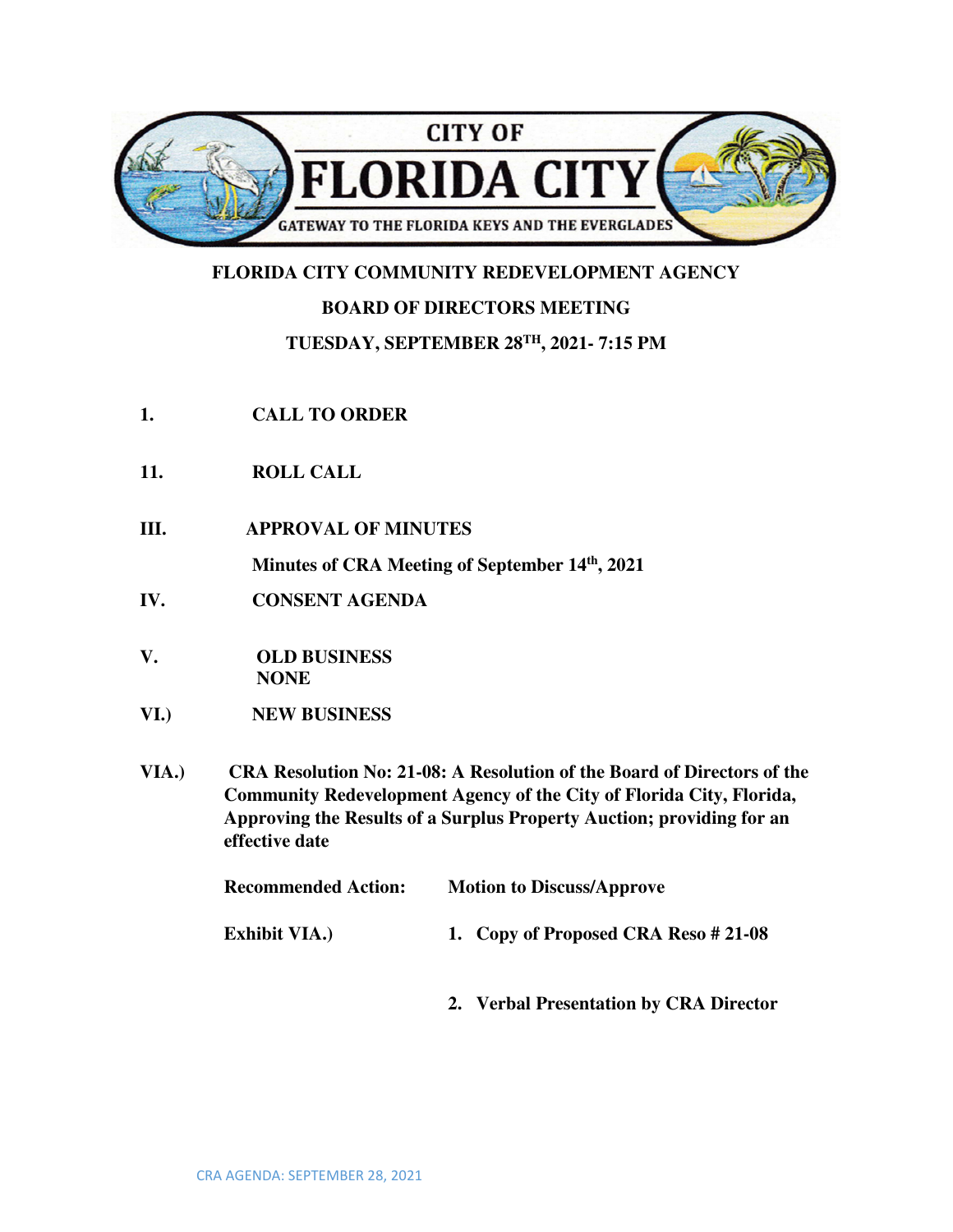CITY OF

# FLORIDA CITY

GATEWAY TO THE FLORIDA KEYS AND THE EVERGLADES

**FLORIDA CITY COMMUNITY REDEVELOPMENT AGENCY**

**BOARD OF DIRECTORS MEETING**

**TUESDAY, SEPTEMBER 28TH, 2021- 7:15 PM**

**1. CALL TO ORDER**

**11. ROLL CALL**

**III. APPROVAL OF MINUTES**

**Minutes of CRA Meeting of September 14th, 2021**

**IV. CONSENT AGENDA**

**V. OLD BUSINESS**
**NONE**

**VI.) NEW BUSINESS**

**VIA.) CRA Resolution No: 21-08: A Resolution of the Board of Directors of the Community Redevelopment Agency of the City of Florida City, Florida, Approving the Results of a Surplus Property Auction; providing for an effective date**

**Recommended Action:** **Motion to Discuss/Approve**

**Exhibit VIA.)**

1. **Copy of Proposed CRA Reso # 21-08**
2. **Verbal Presentation by CRA Director**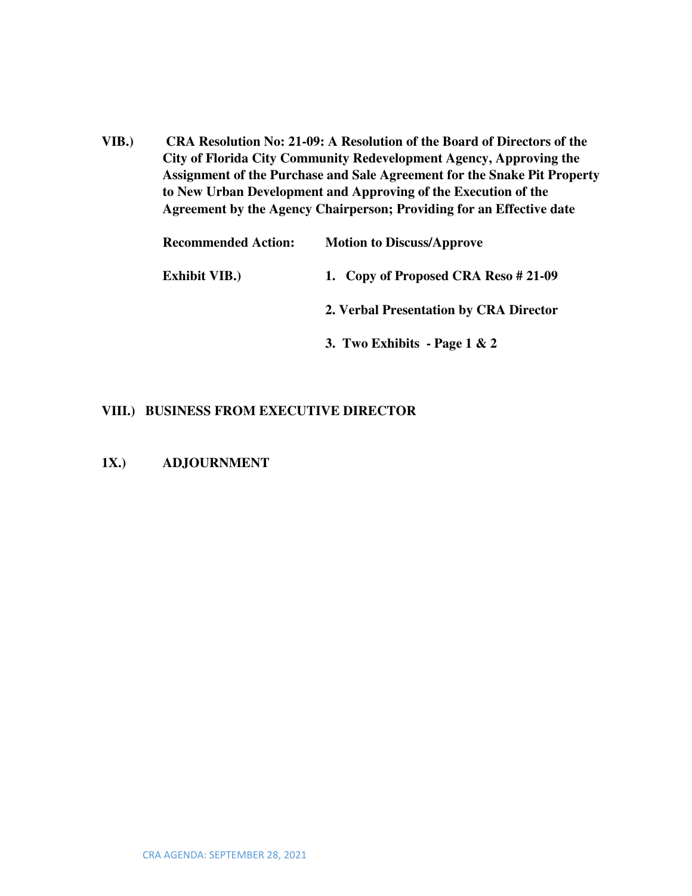**VIB.) CRA Resolution No: 21-09: A Resolution of the Board of Directors of the City of Florida City Community Redevelopment Agency, Approving the Assignment of the Purchase and Sale Agreement for the Snake Pit Property to New Urban Development and Approving of the Execution of the Agreement by the Agency Chairperson; Providing for an Effective date**

**Recommended Action:** **Motion to Discuss/Approve**

**Exhibit VIB.)**

1. **Copy of Proposed CRA Reso # 21-09**
2. **Verbal Presentation by CRA Director**
3. **Two Exhibits - Page 1 & 2**

**VIII.) BUSINESS FROM EXECUTIVE DIRECTOR**

**1X.) ADJOURNMENT**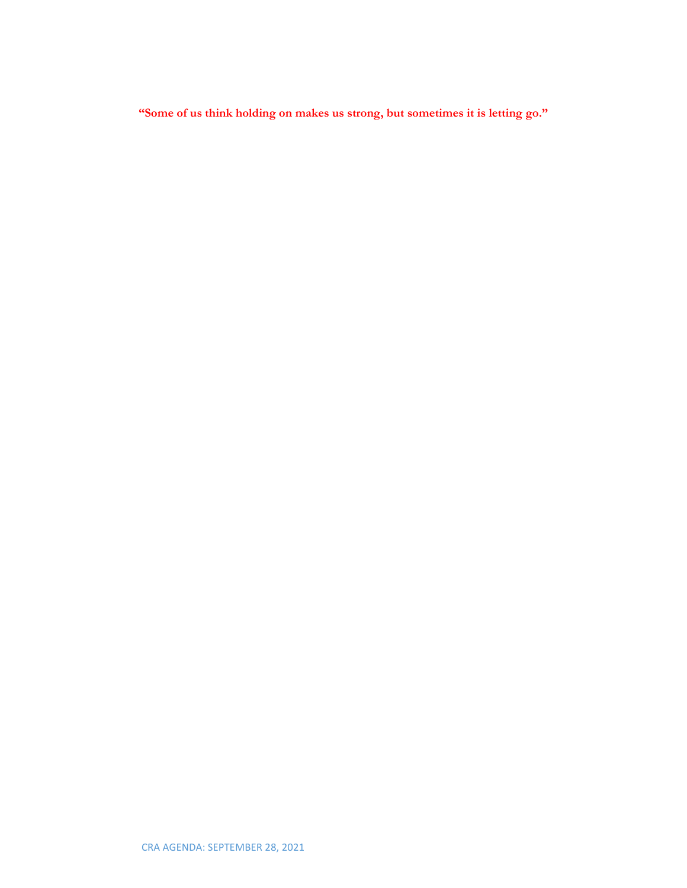**"Some of us think holding on makes us strong, but sometimes it is letting go."**